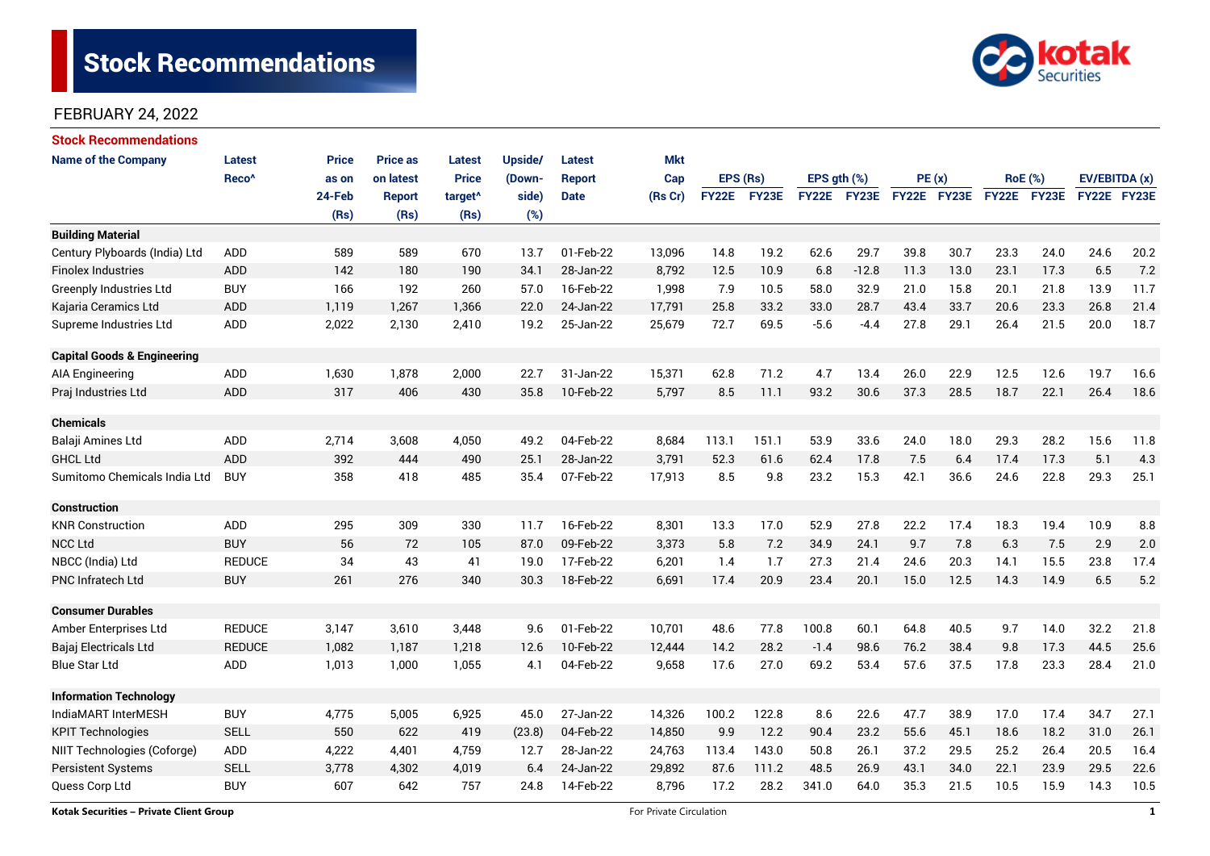# Stock Recommendations

FEBRUARY 24, 2022

## Stock Recommendations

| Name of the Company | Latest Reco^ | Price as on 24-Feb (Rs) | Price as on latest Report (Rs) | Latest Price target^ (Rs) | Upside/ (Down-side) (%) | Latest Report Date | Mkt Cap (Rs Cr) | EPS (Rs) | | EPS gth (%) | | PE (x) | | RoE (%) | | EV/EBITDA (x) | |
|---|---|---|---|---|---|---|---|---|---|---|---|---|---|---|---|---|---|
| | | | | | | | | FY22E | FY23E | FY22E | FY23E | FY22E | FY23E | FY22E | FY23E | FY22E | FY23E |
| **Building Material** | | | | | | | | | | | | | | | | | |
| Century Plyboards (India) Ltd | ADD | 589 | 589 | 670 | 13.7 | 01-Feb-22 | 13,096 | 14.8 | 19.2 | 62.6 | 29.7 | 39.8 | 30.7 | 23.3 | 24.0 | 24.6 | 20.2 |
| Finolex Industries | ADD | 142 | 180 | 190 | 34.1 | 28-Jan-22 | 8,792 | 12.5 | 10.9 | 6.8 | -12.8 | 11.3 | 13.0 | 23.1 | 17.3 | 6.5 | 7.2 |
| Greenply Industries Ltd | BUY | 166 | 192 | 260 | 57.0 | 16-Feb-22 | 1,998 | 7.9 | 10.5 | 58.0 | 32.9 | 21.0 | 15.8 | 20.1 | 21.8 | 13.9 | 11.7 |
| Kajaria Ceramics Ltd | ADD | 1,119 | 1,267 | 1,366 | 22.0 | 24-Jan-22 | 17,791 | 25.8 | 33.2 | 33.0 | 28.7 | 43.4 | 33.7 | 20.6 | 23.3 | 26.8 | 21.4 |
| Supreme Industries Ltd | ADD | 2,022 | 2,130 | 2,410 | 19.2 | 25-Jan-22 | 25,679 | 72.7 | 69.5 | -5.6 | -4.4 | 27.8 | 29.1 | 26.4 | 21.5 | 20.0 | 18.7 |
| **Capital Goods & Engineering** | | | | | | | | | | | | | | | | | |
| AIA Engineering | ADD | 1,630 | 1,878 | 2,000 | 22.7 | 31-Jan-22 | 15,371 | 62.8 | 71.2 | 4.7 | 13.4 | 26.0 | 22.9 | 12.5 | 12.6 | 19.7 | 16.6 |
| Praj Industries Ltd | ADD | 317 | 406 | 430 | 35.8 | 10-Feb-22 | 5,797 | 8.5 | 11.1 | 93.2 | 30.6 | 37.3 | 28.5 | 18.7 | 22.1 | 26.4 | 18.6 |
| **Chemicals** | | | | | | | | | | | | | | | | | |
| Balaji Amines Ltd | ADD | 2,714 | 3,608 | 4,050 | 49.2 | 04-Feb-22 | 8,684 | 113.1 | 151.1 | 53.9 | 33.6 | 24.0 | 18.0 | 29.3 | 28.2 | 15.6 | 11.8 |
| GHCL Ltd | ADD | 392 | 444 | 490 | 25.1 | 28-Jan-22 | 3,791 | 52.3 | 61.6 | 62.4 | 17.8 | 7.5 | 6.4 | 17.4 | 17.3 | 5.1 | 4.3 |
| Sumitomo Chemicals India Ltd | BUY | 358 | 418 | 485 | 35.4 | 07-Feb-22 | 17,913 | 8.5 | 9.8 | 23.2 | 15.3 | 42.1 | 36.6 | 24.6 | 22.8 | 29.3 | 25.1 |
| **Construction** | | | | | | | | | | | | | | | | | |
| KNR Construction | ADD | 295 | 309 | 330 | 11.7 | 16-Feb-22 | 8,301 | 13.3 | 17.0 | 52.9 | 27.8 | 22.2 | 17.4 | 18.3 | 19.4 | 10.9 | 8.8 |
| NCC Ltd | BUY | 56 | 72 | 105 | 87.0 | 09-Feb-22 | 3,373 | 5.8 | 7.2 | 34.9 | 24.1 | 9.7 | 7.8 | 6.3 | 7.5 | 2.9 | 2.0 |
| NBCC (India) Ltd | REDUCE | 34 | 43 | 41 | 19.0 | 17-Feb-22 | 6,201 | 1.4 | 1.7 | 27.3 | 21.4 | 24.6 | 20.3 | 14.1 | 15.5 | 23.8 | 17.4 |
| PNC Infratech Ltd | BUY | 261 | 276 | 340 | 30.3 | 18-Feb-22 | 6,691 | 17.4 | 20.9 | 23.4 | 20.1 | 15.0 | 12.5 | 14.3 | 14.9 | 6.5 | 5.2 |
| **Consumer Durables** | | | | | | | | | | | | | | | | | |
| Amber Enterprises Ltd | REDUCE | 3,147 | 3,610 | 3,448 | 9.6 | 01-Feb-22 | 10,701 | 48.6 | 77.8 | 100.8 | 60.1 | 64.8 | 40.5 | 9.7 | 14.0 | 32.2 | 21.8 |
| Bajaj Electricals Ltd | REDUCE | 1,082 | 1,187 | 1,218 | 12.6 | 10-Feb-22 | 12,444 | 14.2 | 28.2 | -1.4 | 98.6 | 76.2 | 38.4 | 9.8 | 17.3 | 44.5 | 25.6 |
| Blue Star Ltd | ADD | 1,013 | 1,000 | 1,055 | 4.1 | 04-Feb-22 | 9,658 | 17.6 | 27.0 | 69.2 | 53.4 | 57.6 | 37.5 | 17.8 | 23.3 | 28.4 | 21.0 |
| **Information Technology** | | | | | | | | | | | | | | | | | |
| IndiaMART InterMESH | BUY | 4,775 | 5,005 | 6,925 | 45.0 | 27-Jan-22 | 14,326 | 100.2 | 122.8 | 8.6 | 22.6 | 47.7 | 38.9 | 17.0 | 17.4 | 34.7 | 27.1 |
| KPIT Technologies | SELL | 550 | 622 | 419 | (23.8) | 04-Feb-22 | 14,850 | 9.9 | 12.2 | 90.4 | 23.2 | 55.6 | 45.1 | 18.6 | 18.2 | 31.0 | 26.1 |
| NIIT Technologies (Coforge) | ADD | 4,222 | 4,401 | 4,759 | 12.7 | 28-Jan-22 | 24,763 | 113.4 | 143.0 | 50.8 | 26.1 | 37.2 | 29.5 | 25.2 | 26.4 | 20.5 | 16.4 |
| Persistent Systems | SELL | 3,778 | 4,302 | 4,019 | 6.4 | 24-Jan-22 | 29,892 | 87.6 | 111.2 | 48.5 | 26.9 | 43.1 | 34.0 | 22.1 | 23.9 | 29.5 | 22.6 |
| Quess Corp Ltd | BUY | 607 | 642 | 757 | 24.8 | 14-Feb-22 | 8,796 | 17.2 | 28.2 | 341.0 | 64.0 | 35.3 | 21.5 | 10.5 | 15.9 | 14.3 | 10.5 |

Kotak Securities – Private Client Group

For Private Circulation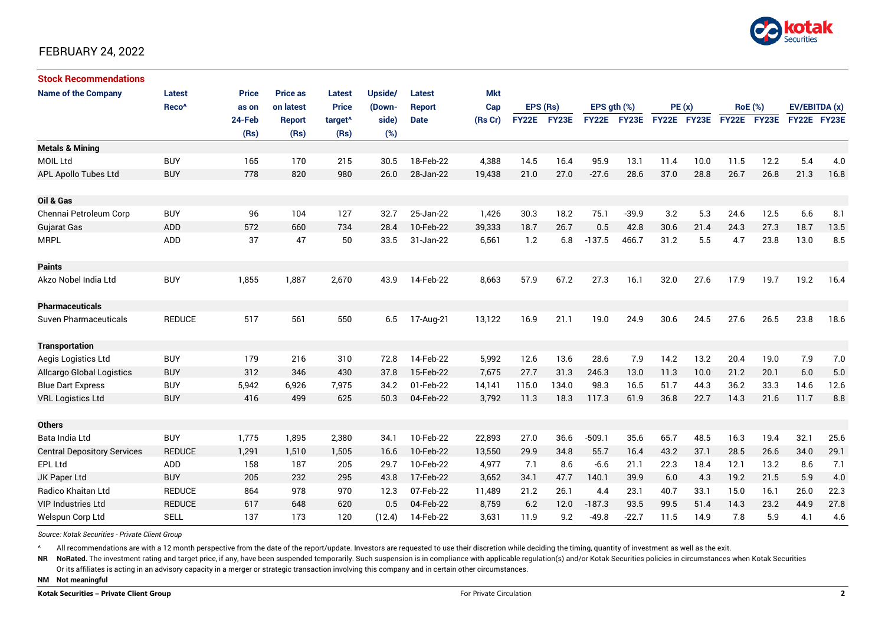FEBRUARY 24, 2022

## Stock Recommendations

| Name of the Company | Latest Reco^ | Price as on 24-Feb (Rs) | Price as on latest Report (Rs) | Latest Price target^ (Rs) | Upside/ (Down-side) (%) | Latest Report Date | Mkt Cap (Rs Cr) | EPS (Rs) | | EPS gth (%) | | PE (x) | | RoE (%) | | EV/EBITDA (x) | |
|---|---|---|---|---|---|---|---|---|---|---|---|---|---|---|---|---|---|
| | | | | | | | | FY22E | FY23E | FY22E | FY23E | FY22E | FY23E | FY22E | FY23E | FY22E | FY23E |
| **Metals & Mining** | | | | | | | | | | | | | | | | | |
| MOIL Ltd | BUY | 165 | 170 | 215 | 30.5 | 18-Feb-22 | 4,388 | 14.5 | 16.4 | 95.9 | 13.1 | 11.4 | 10.0 | 11.5 | 12.2 | 5.4 | 4.0 |
| APL Apollo Tubes Ltd | BUY | 778 | 820 | 980 | 26.0 | 28-Jan-22 | 19,438 | 21.0 | 27.0 | -27.6 | 28.6 | 37.0 | 28.8 | 26.7 | 26.8 | 21.3 | 16.8 |
| **Oil & Gas** | | | | | | | | | | | | | | | | | |
| Chennai Petroleum Corp | BUY | 96 | 104 | 127 | 32.7 | 25-Jan-22 | 1,426 | 30.3 | 18.2 | 75.1 | -39.9 | 3.2 | 5.3 | 24.6 | 12.5 | 6.6 | 8.1 |
| Gujarat Gas | ADD | 572 | 660 | 734 | 28.4 | 10-Feb-22 | 39,333 | 18.7 | 26.7 | 0.5 | 42.8 | 30.6 | 21.4 | 24.3 | 27.3 | 18.7 | 13.5 |
| MRPL | ADD | 37 | 47 | 50 | 33.5 | 31-Jan-22 | 6,561 | 1.2 | 6.8 | -137.5 | 466.7 | 31.2 | 5.5 | 4.7 | 23.8 | 13.0 | 8.5 |
| **Paints** | | | | | | | | | | | | | | | | | |
| Akzo Nobel India Ltd | BUY | 1,855 | 1,887 | 2,670 | 43.9 | 14-Feb-22 | 8,663 | 57.9 | 67.2 | 27.3 | 16.1 | 32.0 | 27.6 | 17.9 | 19.7 | 19.2 | 16.4 |
| **Pharmaceuticals** | | | | | | | | | | | | | | | | | |
| Suven Pharmaceuticals | REDUCE | 517 | 561 | 550 | 6.5 | 17-Aug-21 | 13,122 | 16.9 | 21.1 | 19.0 | 24.9 | 30.6 | 24.5 | 27.6 | 26.5 | 23.8 | 18.6 |
| **Transportation** | | | | | | | | | | | | | | | | | |
| Aegis Logistics Ltd | BUY | 179 | 216 | 310 | 72.8 | 14-Feb-22 | 5,992 | 12.6 | 13.6 | 28.6 | 7.9 | 14.2 | 13.2 | 20.4 | 19.0 | 7.9 | 7.0 |
| Allcargo Global Logistics | BUY | 312 | 346 | 430 | 37.8 | 15-Feb-22 | 7,675 | 27.7 | 31.3 | 246.3 | 13.0 | 11.3 | 10.0 | 21.2 | 20.1 | 6.0 | 5.0 |
| Blue Dart Express | BUY | 5,942 | 6,926 | 7,975 | 34.2 | 01-Feb-22 | 14,141 | 115.0 | 134.0 | 98.3 | 16.5 | 51.7 | 44.3 | 36.2 | 33.3 | 14.6 | 12.6 |
| VRL Logistics Ltd | BUY | 416 | 499 | 625 | 50.3 | 04-Feb-22 | 3,792 | 11.3 | 18.3 | 117.3 | 61.9 | 36.8 | 22.7 | 14.3 | 21.6 | 11.7 | 8.8 |
| **Others** | | | | | | | | | | | | | | | | | |
| Bata India Ltd | BUY | 1,775 | 1,895 | 2,380 | 34.1 | 10-Feb-22 | 22,893 | 27.0 | 36.6 | -509.1 | 35.6 | 65.7 | 48.5 | 16.3 | 19.4 | 32.1 | 25.6 |
| Central Depository Services | REDUCE | 1,291 | 1,510 | 1,505 | 16.6 | 10-Feb-22 | 13,550 | 29.9 | 34.8 | 55.7 | 16.4 | 43.2 | 37.1 | 28.5 | 26.6 | 34.0 | 29.1 |
| EPL Ltd | ADD | 158 | 187 | 205 | 29.7 | 10-Feb-22 | 4,977 | 7.1 | 8.6 | -6.6 | 21.1 | 22.3 | 18.4 | 12.1 | 13.2 | 8.6 | 7.1 |
| JK Paper Ltd | BUY | 205 | 232 | 295 | 43.8 | 17-Feb-22 | 3,652 | 34.1 | 47.7 | 140.1 | 39.9 | 6.0 | 4.3 | 19.2 | 21.5 | 5.9 | 4.0 |
| Radico Khaitan Ltd | REDUCE | 864 | 978 | 970 | 12.3 | 07-Feb-22 | 11,489 | 21.2 | 26.1 | 4.4 | 23.1 | 40.7 | 33.1 | 15.0 | 16.1 | 26.0 | 22.3 |
| VIP Industries Ltd | REDUCE | 617 | 648 | 620 | 0.5 | 04-Feb-22 | 8,759 | 6.2 | 12.0 | -187.3 | 93.5 | 99.5 | 51.4 | 14.3 | 23.2 | 44.9 | 27.8 |
| Welspun Corp Ltd | SELL | 137 | 173 | 120 | (12.4) | 14-Feb-22 | 3,631 | 11.9 | 9.2 | -49.8 | -22.7 | 11.5 | 14.9 | 7.8 | 5.9 | 4.1 | 4.6 |

*Source: Kotak Securities - Private Client Group*

^ All recommendations are with a 12 month perspective from the date of the report/update. Investors are requested to use their discretion while deciding the timing, quantity of investment as well as the exit.

**NR** **NoRated.** The investment rating and target price, if any, have been suspended temporarily. Such suspension is in compliance with applicable regulation(s) and/or Kotak Securities policies in circumstances when Kotak Securities Or its affiliates is acting in an advisory capacity in a merger or strategic transaction involving this company and in certain other circumstances.

**NM** **Not meaningful**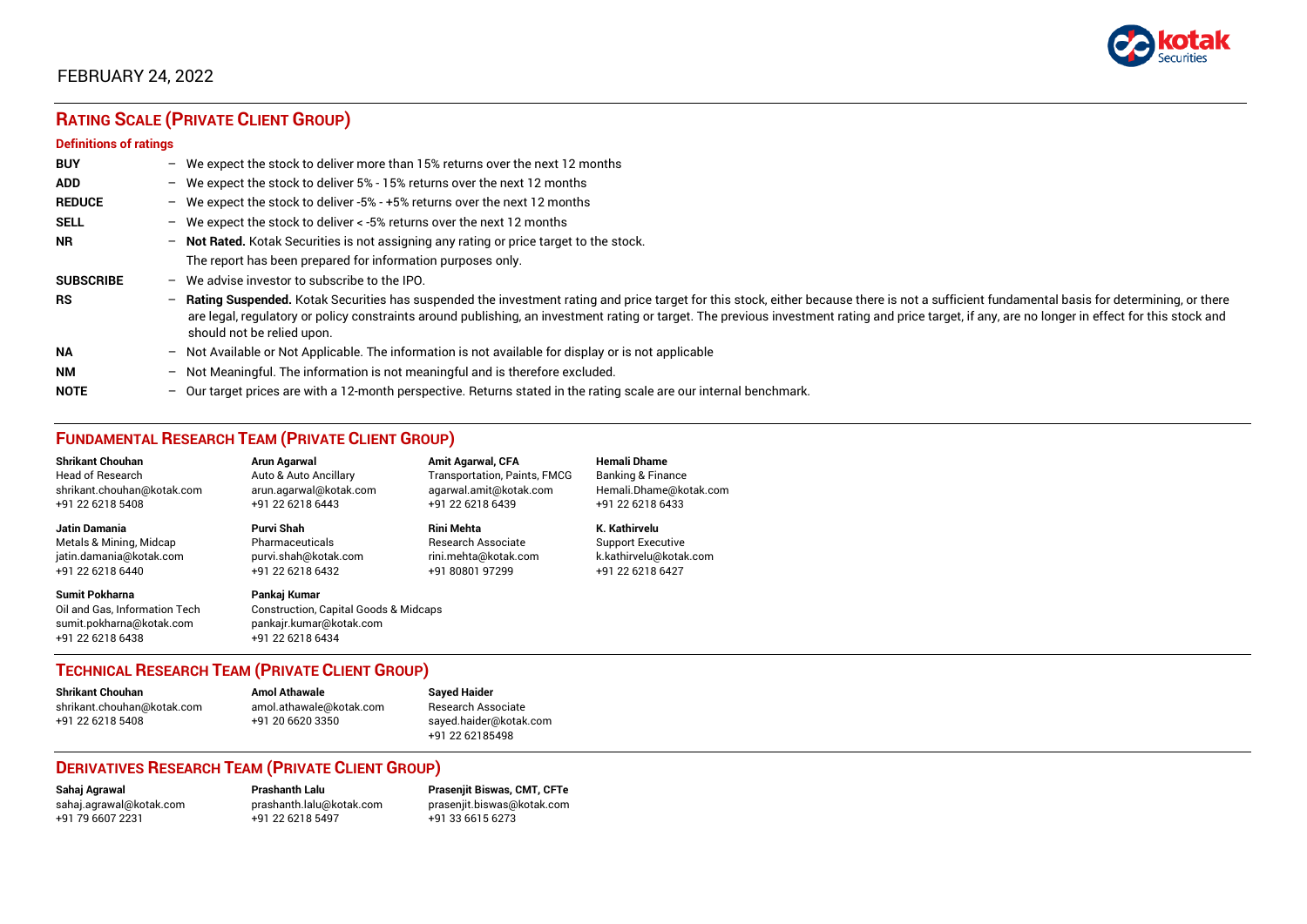FEBRUARY 24, 2022

## RATING SCALE (PRIVATE CLIENT GROUP)

### Definitions of ratings

| | |
|---|---|
| **BUY** | – We expect the stock to deliver more than 15% returns over the next 12 months |
| **ADD** | – We expect the stock to deliver 5% - 15% returns over the next 12 months |
| **REDUCE** | – We expect the stock to deliver -5% - +5% returns over the next 12 months |
| **SELL** | – We expect the stock to deliver < -5% returns over the next 12 months |
| **NR** | – **Not Rated.** Kotak Securities is not assigning any rating or price target to the stock. The report has been prepared for information purposes only. |
| **SUBSCRIBE** | – We advise investor to subscribe to the IPO. |
| **RS** | – **Rating Suspended.** Kotak Securities has suspended the investment rating and price target for this stock, either because there is not a sufficient fundamental basis for determining, or there are legal, regulatory or policy constraints around publishing, an investment rating or target. The previous investment rating and price target, if any, are no longer in effect for this stock and should not be relied upon. |
| **NA** | – Not Available or Not Applicable. The information is not available for display or is not applicable |
| **NM** | – Not Meaningful. The information is not meaningful and is therefore excluded. |
| **NOTE** | – Our target prices are with a 12-month perspective. Returns stated in the rating scale are our internal benchmark. |

## FUNDAMENTAL RESEARCH TEAM (PRIVATE CLIENT GROUP)

**Shrikant Chouhan**
Head of Research
shrikant.chouhan@kotak.com
+91 22 6218 5408

**Arun Agarwal**
Auto & Auto Ancillary
arun.agarwal@kotak.com
+91 22 6218 6443

**Amit Agarwal, CFA**
Transportation, Paints, FMCG
agarwal.amit@kotak.com
+91 22 6218 6439

**Hemali Dhame**
Banking & Finance
Hemali.Dhame@kotak.com
+91 22 6218 6433

**Jatin Damania**
Metals & Mining, Midcap
jatin.damania@kotak.com
+91 22 6218 6440

**Purvi Shah**
Pharmaceuticals
purvi.shah@kotak.com
+91 22 6218 6432

**Rini Mehta**
Research Associate
rini.mehta@kotak.com
+91 80801 97299

**K. Kathirvelu**
Support Executive
k.kathirvelu@kotak.com
+91 22 6218 6427

**Sumit Pokharna**
Oil and Gas, Information Tech
sumit.pokharna@kotak.com
+91 22 6218 6438

**Pankaj Kumar**
Construction, Capital Goods & Midcaps
pankajr.kumar@kotak.com
+91 22 6218 6434

## TECHNICAL RESEARCH TEAM (PRIVATE CLIENT GROUP)

**Shrikant Chouhan**
shrikant.chouhan@kotak.com
+91 22 6218 5408

**Amol Athawale**
amol.athawale@kotak.com
+91 20 6620 3350

**Sayed Haider**
Research Associate
sayed.haider@kotak.com
+91 22 62185498

## DERIVATIVES RESEARCH TEAM (PRIVATE CLIENT GROUP)

**Sahaj Agrawal**
sahaj.agrawal@kotak.com
+91 79 6607 2231

**Prashanth Lalu**
prashanth.lalu@kotak.com
+91 22 6218 5497

**Prasenjit Biswas, CMT, CFTe**
prasenjit.biswas@kotak.com
+91 33 6615 6273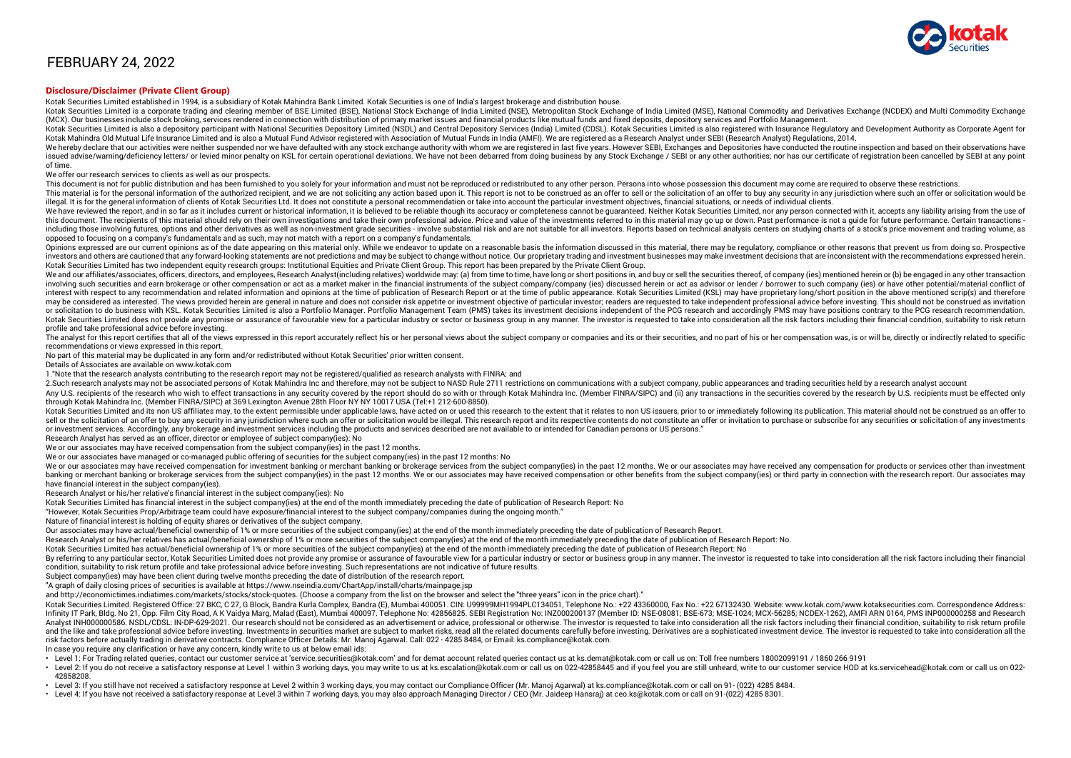# FEBRUARY 24, 2022

### Disclosure/Disclaimer (Private Client Group)

Kotak Securities Limited established in 1994, is a subsidiary of Kotak Mahindra Bank Limited. Kotak Securities is one of India's largest brokerage and distribution house.

Kotak Securities Limited is a corporate trading and clearing member of BSE Limited (BSE), National Stock Exchange of India Limited (NSE), Metropolitan Stock Exchange of India Limited (MSE), National Commodity and Derivatives Exchange (NCDEX) and Multi Commodity Exchange (MCX). Our businesses include stock broking, services rendered in connection with distribution of primary market issues and financial products like mutual funds and fixed deposits, depository services and Portfolio Management.

Kotak Securities Limited is also a depository participant with National Securities Depository Limited (NSDL) and Central Depository Services (India) Limited (CDSL). Kotak Securities Limited is also registered with Insurance Regulatory and Development Authority as Corporate Agent for Kotak Mahindra Old Mutual Life Insurance Limited and is also a Mutual Fund Advisor registered with Association of Mutual Funds in India (AMFI). We are registered as a Research Analyst under SEBI (Research Analyst) Regulations, 2014.

We hereby declare that our activities were neither suspended nor we have defaulted with any stock exchange authority with whom we are registered in last five years. However SEBI, Exchanges and Depositories have conducted the routine inspection and based on their observations have issued advise/warning/deficiency letters/ or levied minor penalty on KSL for certain operational deviations. We have not been debarred from doing business by any Stock Exchange / SEBI or any other authorities; nor has our certificate of registration been cancelled by SEBI at any point of time.

We offer our research services to clients as well as our prospects.

This document is not for public distribution and has been furnished to you solely for your information and must not be reproduced or redistributed to any other person. Persons into whose possession this document may come are required to observe these restrictions.

This material is for the personal information of the authorized recipient, and we are not soliciting any action based upon it. This report is not to be construed as an offer to sell or the solicitation of an offer to buy any security in any jurisdiction where such an offer or solicitation would be illegal. It is for the general information of clients of Kotak Securities Ltd. It does not constitute a personal recommendation or take into account the particular investment objectives, financial situations, or needs of individual clients.

We have reviewed the report, and in so far as it includes current or historical information, it is believed to be reliable though its accuracy or completeness cannot be guaranteed. Neither Kotak Securities Limited, nor any person connected with it, accepts any liability arising from the use of this document. The recipients of this material should rely on their own investigations and take their own professional advice. Price and value of the investments referred to in this material may go up or down. Past performance is not a guide for future performance. Certain transactions - including those involving futures, options and other derivatives as well as non-investment grade securities - involve substantial risk and are not suitable for all investors. Reports based on technical analysis centers on studying charts of a stock's price movement and trading volume, as opposed to focusing on a company's fundamentals and as such, may not match with a report on a company's fundamentals.

Opinions expressed are our current opinions as of the date appearing on this material only. While we endeavor to update on a reasonable basis the information discussed in this material, there may be regulatory, compliance or other reasons that prevent us from doing so. Prospective investors and others are cautioned that any forward-looking statements are not predictions and may be subject to change without notice. Our proprietary trading and investment businesses may make investment decisions that are inconsistent with the recommendations expressed herein. Kotak Securities Limited has two independent equity research groups: Institutional Equities and Private Client Group. This report has been prepared by the Private Client Group.

We and our affiliates/associates, officers, directors, and employees, Research Analyst(including relatives) worldwide may: (a) from time to time, have long or short positions in, and buy or sell the securities thereof, of company (ies) mentioned herein or (b) be engaged in any other transaction involving such securities and earn brokerage or other compensation or act as a market maker in the financial instruments of the subject company/company (ies) discussed herein or act as advisor or lender / borrower to such company (ies) or have other potential/material conflict of interest with respect to any recommendation and related information and opinions at the time of publication of Research Report or at the time of public appearance. Kotak Securities Limited (KSL) may have proprietary long/short position in the above mentioned scrip(s) and therefore may be considered as interested. The views provided herein are general in nature and does not consider risk appetite or investment objective of particular investor; readers are requested to take independent professional advice before investing. This should not be construed as invitation or solicitation to do business with KSL. Kotak Securities Limited is also a Portfolio Manager. Portfolio Management Team (PMS) takes its investment decisions independent of the PCG research and accordingly PMS may have positions contrary to the PCG research recommendation. Kotak Securities Limited does not provide any promise or assurance of favourable view for a particular industry or sector or business group in any manner. The investor is requested to take into consideration all the risk factors including their financial condition, suitability to risk return profile and take professional advice before investing.

The analyst for this report certifies that all of the views expressed in this report accurately reflect his or her personal views about the subject company or companies and its or their securities, and no part of his or her compensation was, is or will be, directly or indirectly related to specific recommendations or views expressed in this report.

No part of this material may be duplicated in any form and/or redistributed without Kotak Securities' prior written consent.

Details of Associates are available on www.kotak.com

1."Note that the research analysts contributing to the research report may not be registered/qualified as research analysts with FINRA; and

2.Such research analysts may not be associated persons of Kotak Mahindra Inc and therefore, may not be subject to NASD Rule 2711 restrictions on communications with a subject company, public appearances and trading securities held by a research analyst account

Any U.S. recipients of the research who wish to effect transactions in any security covered by the report should do so with or through Kotak Mahindra Inc. (Member FINRA/SIPC) and (ii) any transactions in the securities covered by the research by U.S. recipients must be effected only through Kotak Mahindra Inc. (Member FINRA/SIPC) at 369 Lexington Avenue 28th Floor NY NY 10017 USA (Tel:+1 212-600-8850).

Kotak Securities Limited and its non US affiliates may, to the extent permissible under applicable laws, have acted on or used this research to the extent that it relates to non US issuers, prior to or immediately following its publication. This material should not be construed as an offer to sell or the solicitation of an offer to buy any security in any jurisdiction where such an offer or solicitation would be illegal. This research report and its respective contents do not constitute an offer or invitation to purchase or subscribe for any securities or solicitation of any investments or investment services. Accordingly, any brokerage and investment services including the products and services described are not available to or intended for Canadian persons or US persons."

Research Analyst has served as an officer, director or employee of subject company(ies): No

We or our associates may have received compensation from the subject company(ies) in the past 12 months.

We or our associates have managed or co-managed public offering of securities for the subject company(ies) in the past 12 months: No

We or our associates may have received compensation for investment banking or merchant banking or brokerage services from the subject company(ies) in the past 12 months. We or our associates may have received any compensation for products or services other than investment banking or merchant banking or brokerage services from the subject company(ies) in the past 12 months. We or our associates may have received compensation or other benefits from the subject company(ies) or third party in connection with the research report. Our associates may have financial interest in the subject company(ies).

Research Analyst or his/her relative's financial interest in the subject company(ies): No

Kotak Securities Limited has financial interest in the subject company(ies) at the end of the month immediately preceding the date of publication of Research Report: No

"However, Kotak Securities Prop/Arbitrage team could have exposure/financial interest to the subject company/companies during the ongoing month."

Nature of financial interest is holding of equity shares or derivatives of the subject company.

Our associates may have actual/beneficial ownership of 1% or more securities of the subject company(ies) at the end of the month immediately preceding the date of publication of Research Report.

Research Analyst or his/her relatives has actual/beneficial ownership of 1% or more securities of the subject company(ies) at the end of the month immediately preceding the date of publication of Research Report: No.

Kotak Securities Limited has actual/beneficial ownership of 1% or more securities of the subject company(ies) at the end of the month immediately preceding the date of publication of Research Report: No

By referring to any particular sector, Kotak Securities Limited does not provide any promise or assurance of favourable view for a particular industry or sector or business group in any manner. The investor is requested to take into consideration all the risk factors including their financial condition, suitability to risk return profile and take professional advice before investing. Such representations are not indicative of future results.

Subject company(ies) may have been client during twelve months preceding the date of distribution of the research report.

"A graph of daily closing prices of securities is available at https://www.nseindia.com/ChartApp/install/charts/mainpage.jsp

and http://economictimes.indiatimes.com/markets/stocks/stock-quotes. (Choose a company from the list on the browser and select the "three years" icon in the price chart)."

Kotak Securities Limited. Registered Office: 27 BKC, C 27, G Block, Bandra Kurla Complex, Bandra (E), Mumbai 400051. CIN: U99999MH1994PLC134051, Telephone No.: +22 43360000, Fax No.: +22 67132430. Website: www.kotak.com/www.kotaksecurities.com. Correspondence Address: Infinity IT Park, Bldg. No 21, Opp. Film City Road, A K Vaidya Marg, Malad (East), Mumbai 400097. Telephone No: 42856825. SEBI Registration No: INZ000200137 (Member ID: NSE-08081; BSE-673; MSE-1024; MCX-56285; NCDEX-1262), AMFI ARN 0164, PMS INP000000258 and Research Analyst INH000000586. NSDL/CDSL: IN-DP-629-2021. Our research should not be considered as an advertisement or advice, professional or otherwise. The investor is requested to take into consideration all the risk factors including their financial condition, suitability to risk return profile and the like and take professional advice before investing. Investments in securities market are subject to market risks, read all the related documents carefully before investing. Derivatives are a sophisticated investment device. The investor is requested to take into consideration all the risk factors before actually trading in derivative contracts. Compliance Officer Details: Mr. Manoj Agarwal. Call: 022 - 4285 8484, or Email: ks.compliance@kotak.com.

In case you require any clarification or have any concern, kindly write to us at below email ids:

- Level 1: For Trading related queries, contact our customer service at 'service.securities@kotak.com' and for demat account related queries contact us at ks.demat@kotak.com or call us on: Toll free numbers 18002099191 / 1860 266 9191
- Level 2: If you do not receive a satisfactory response at Level 1 within 3 working days, you may write to us at ks.escalation@kotak.com or call us on 022-42858445 and if you feel you are still unheard, write to our customer service HOD at ks.servicehead@kotak.com or call us on 022-42858208.
- Level 3: If you still have not received a satisfactory response at Level 2 within 3 working days, you may contact our Compliance Officer (Mr. Manoj Agarwal) at ks.compliance@kotak.com or call on 91- (022) 4285 8484.
- Level 4: If you have not received a satisfactory response at Level 3 within 7 working days, you may also approach Managing Director / CEO (Mr. Jaideep Hansraj) at ceo.ks@kotak.com or call on 91-(022) 4285 8301.